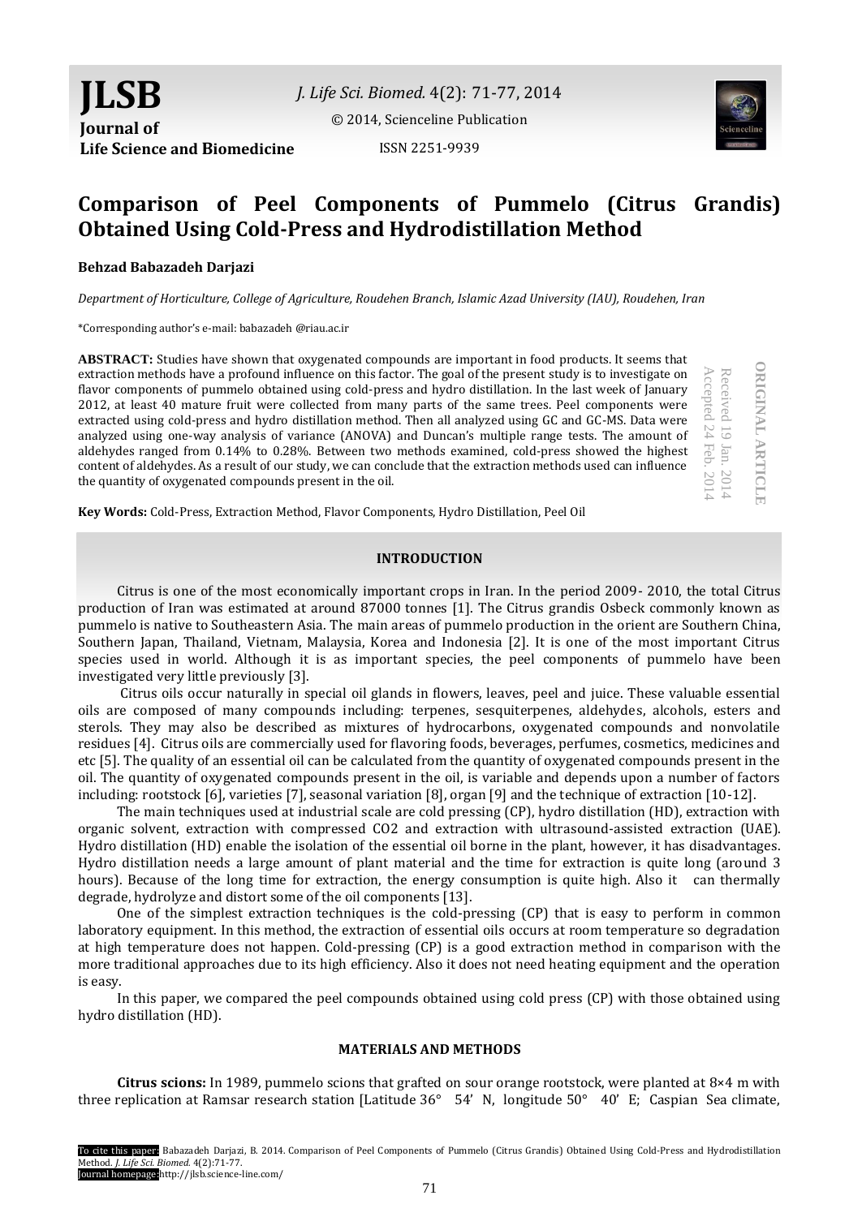# Comparison of Peel Components of Pummelo (Citrus Grandis) Obtained Using Cold-Press and Hydrodistillation Method

**Behzad Babazadeh Darjazi**

*Department of Horticulture, College of Agriculture, Roudehen Branch, Islamic Azad University (IAU), Roudehen, Iran*

*Corresponding author's e-mail: babazadeh @riau.ac.ir

**ORIGINAL ARTICLE**
Received 19 Jan. 2014
Accepted 24 Feb. 2014

**ABSTRACT:** Studies have shown that oxygenated compounds are important in food products. It seems that extraction methods have a profound influence on this factor. The goal of the present study is to investigate on flavor components of pummelo obtained using cold-press and hydro distillation. In the last week of January 2012, at least 40 mature fruit were collected from many parts of the same trees. Peel components were extracted using cold-press and hydro distillation method. Then all analyzed using GC and GC-MS. Data were analyzed using one-way analysis of variance (ANOVA) and Duncan's multiple range tests. The amount of aldehydes ranged from 0.14% to 0.28%. Between two methods examined, cold-press showed the highest content of aldehydes. As a result of our study, we can conclude that the extraction methods used can influence the quantity of oxygenated compounds present in the oil.

**Key Words:** Cold-Press, Extraction Method, Flavor Components, Hydro Distillation, Peel Oil

## INTRODUCTION

Citrus is one of the most economically important crops in Iran. In the period 2009- 2010, the total Citrus production of Iran was estimated at around 87000 tonnes [1]. The Citrus grandis Osbeck commonly known as pummelo is native to Southeastern Asia. The main areas of pummelo production in the orient are Southern China, Southern Japan, Thailand, Vietnam, Malaysia, Korea and Indonesia [2]. It is one of the most important Citrus species used in world. Although it is as important species, the peel components of pummelo have been investigated very little previously [3].

Citrus oils occur naturally in special oil glands in flowers, leaves, peel and juice. These valuable essential oils are composed of many compounds including: terpenes, sesquiterpenes, aldehydes, alcohols, esters and sterols. They may also be described as mixtures of hydrocarbons, oxygenated compounds and nonvolatile residues [4]. Citrus oils are commercially used for flavoring foods, beverages, perfumes, cosmetics, medicines and etc [5]. The quality of an essential oil can be calculated from the quantity of oxygenated compounds present in the oil. The quantity of oxygenated compounds present in the oil, is variable and depends upon a number of factors including: rootstock [6], varieties [7], seasonal variation [8], organ [9] and the technique of extraction [10-12].

The main techniques used at industrial scale are cold pressing (CP), hydro distillation (HD), extraction with organic solvent, extraction with compressed CO2 and extraction with ultrasound-assisted extraction (UAE). Hydro distillation (HD) enable the isolation of the essential oil borne in the plant, however, it has disadvantages. Hydro distillation needs a large amount of plant material and the time for extraction is quite long (around 3 hours). Because of the long time for extraction, the energy consumption is quite high. Also it can thermally degrade, hydrolyze and distort some of the oil components [13].

One of the simplest extraction techniques is the cold-pressing (CP) that is easy to perform in common laboratory equipment. In this method, the extraction of essential oils occurs at room temperature so degradation at high temperature does not happen. Cold-pressing (CP) is a good extraction method in comparison with the more traditional approaches due to its high efficiency. Also it does not need heating equipment and the operation is easy.

In this paper, we compared the peel compounds obtained using cold press (CP) with those obtained using hydro distillation (HD).

## MATERIALS AND METHODS

**Citrus scions:** In 1989, pummelo scions that grafted on sour orange rootstock, were planted at 8×4 m with three replication at Ramsar research station [Latitude 36° 54' N, longitude 50° 40' E; Caspian Sea climate,

To cite this paper: Babazadeh Darjazi, B. 2014. Comparison of Peel Components of Pummelo (Citrus Grandis) Obtained Using Cold-Press and Hydrodistillation Method. *J. Life Sci. Biomed.* 4(2):71-77.
Journal homepage: http://jlsb.science-line.com/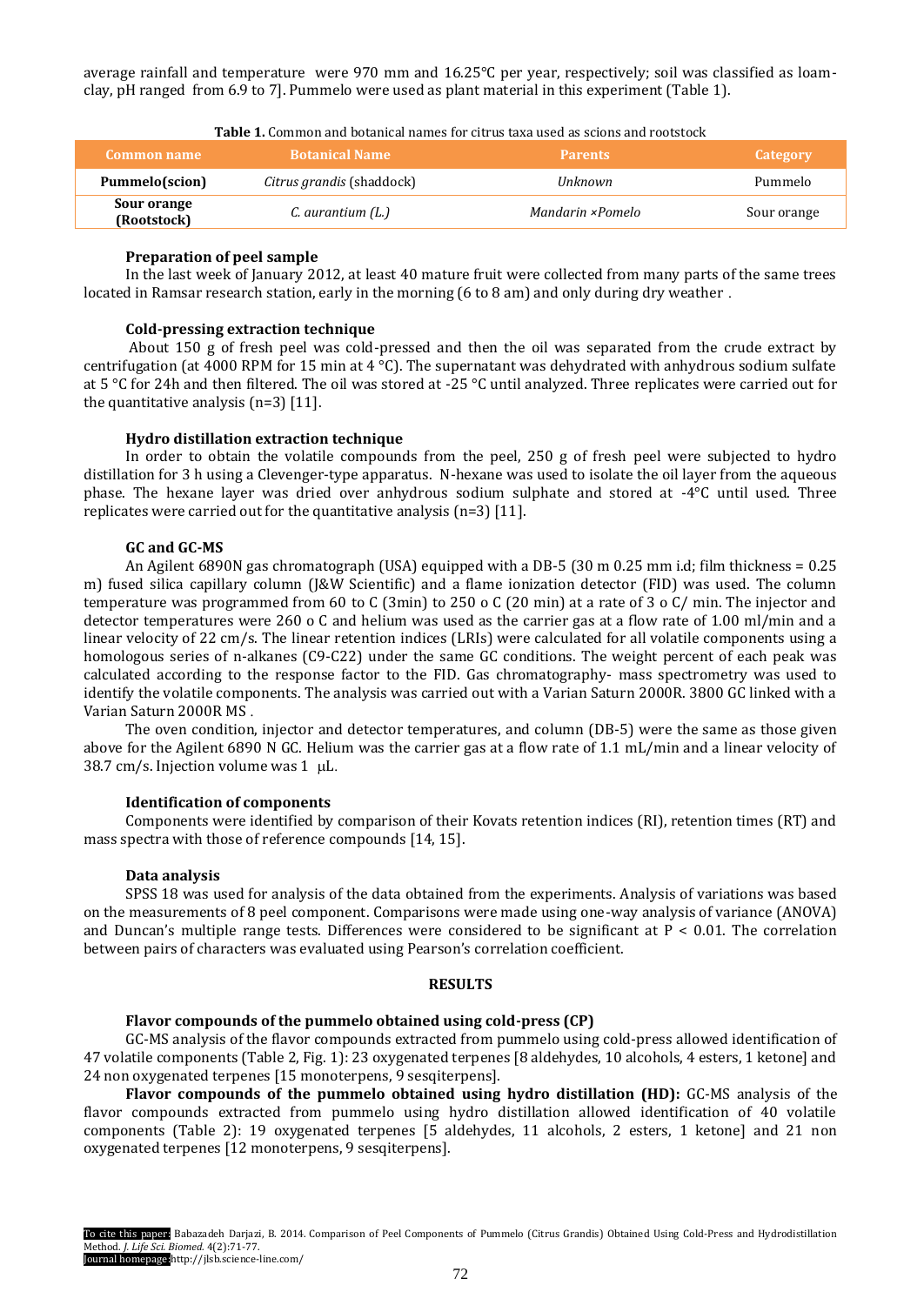average rainfall and temperature were 970 mm and 16.25°C per year, respectively; soil was classified as loam-clay, pH ranged from 6.9 to 7]. Pummelo were used as plant material in this experiment (Table 1).

**Table 1.** Common and botanical names for citrus taxa used as scions and rootstock

| Common name | Botanical Name | Parents | Category |
|---|---|---|---|
| **Pummelo(scion)** | *Citrus grandis* (shaddock) | *Unknown* | Pummelo |
| **Sour orange (Rootstock)** | *C. aurantium (L.)* | *Mandarin ×Pomelo* | Sour orange |

### Preparation of peel sample

In the last week of January 2012, at least 40 mature fruit were collected from many parts of the same trees located in Ramsar research station, early in the morning (6 to 8 am) and only during dry weather .

### Cold-pressing extraction technique

About 150 g of fresh peel was cold-pressed and then the oil was separated from the crude extract by centrifugation (at 4000 RPM for 15 min at 4 °C). The supernatant was dehydrated with anhydrous sodium sulfate at 5 °C for 24h and then filtered. The oil was stored at -25 °C until analyzed. Three replicates were carried out for the quantitative analysis (n=3) [11].

### Hydro distillation extraction technique

In order to obtain the volatile compounds from the peel, 250 g of fresh peel were subjected to hydro distillation for 3 h using a Clevenger-type apparatus. N-hexane was used to isolate the oil layer from the aqueous phase. The hexane layer was dried over anhydrous sodium sulphate and stored at -4°C until used. Three replicates were carried out for the quantitative analysis (n=3) [11].

### GC and GC-MS

An Agilent 6890N gas chromatograph (USA) equipped with a DB-5 (30 m 0.25 mm i.d; film thickness = 0.25 m) fused silica capillary column (J&W Scientific) and a flame ionization detector (FID) was used. The column temperature was programmed from 60 to C (3min) to 250 o C (20 min) at a rate of 3 o C/ min. The injector and detector temperatures were 260 o C and helium was used as the carrier gas at a flow rate of 1.00 ml/min and a linear velocity of 22 cm/s. The linear retention indices (LRIs) were calculated for all volatile components using a homologous series of n-alkanes (C9-C22) under the same GC conditions. The weight percent of each peak was calculated according to the response factor to the FID. Gas chromatography- mass spectrometry was used to identify the volatile components. The analysis was carried out with a Varian Saturn 2000R. 3800 GC linked with a Varian Saturn 2000R MS .

The oven condition, injector and detector temperatures, and column (DB-5) were the same as those given above for the Agilent 6890 N GC. Helium was the carrier gas at a flow rate of 1.1 mL/min and a linear velocity of 38.7 cm/s. Injection volume was 1 µL.

### Identification of components

Components were identified by comparison of their Kovats retention indices (RI), retention times (RT) and mass spectra with those of reference compounds [14, 15].

### Data analysis

SPSS 18 was used for analysis of the data obtained from the experiments. Analysis of variations was based on the measurements of 8 peel component. Comparisons were made using one-way analysis of variance (ANOVA) and Duncan's multiple range tests. Differences were considered to be significant at $P < 0.01$. The correlation between pairs of characters was evaluated using Pearson's correlation coefficient.

## RESULTS

### Flavor compounds of the pummelo obtained using cold-press (CP)

GC-MS analysis of the flavor compounds extracted from pummelo using cold-press allowed identification of 47 volatile components (Table 2, Fig. 1): 23 oxygenated terpenes [8 aldehydes, 10 alcohols, 4 esters, 1 ketone] and 24 non oxygenated terpenes [15 monoterpens, 9 sesqiterpens].

**Flavor compounds of the pummelo obtained using hydro distillation (HD):** GC-MS analysis of the flavor compounds extracted from pummelo using hydro distillation allowed identification of 40 volatile components (Table 2): 19 oxygenated terpenes [5 aldehydes, 11 alcohols, 2 esters, 1 ketone] and 21 non oxygenated terpenes [12 monoterpens, 9 sesqiterpens].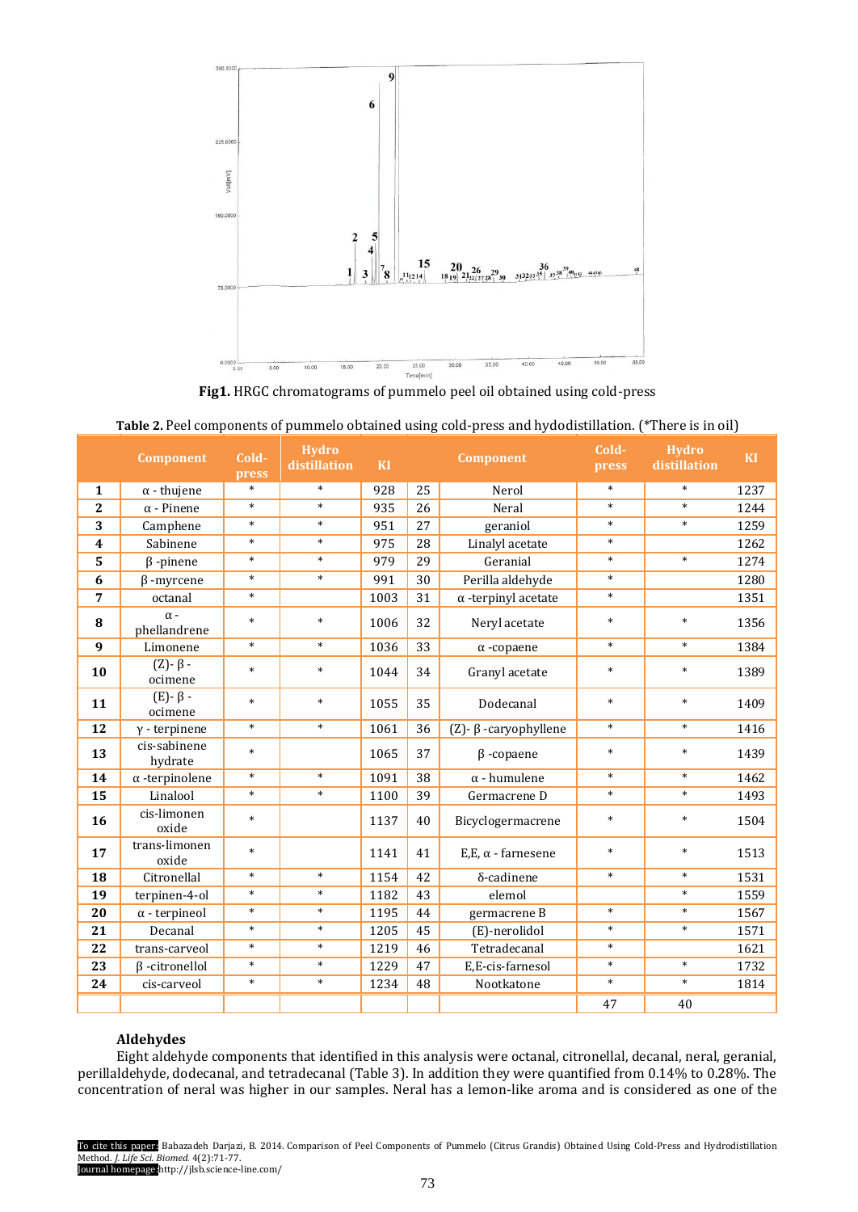**Fig1.** HRGC chromatograms of pummelo peel oil obtained using cold-press

**Table 2.** Peel components of pummelo obtained using cold-press and hydodistillation. (*There is in oil)

| | Component | Cold-press | Hydro distillation | KI | | Component | Cold-press | Hydro distillation | KI |
|---|---|---|---|---|---|---|---|---|---|
| **1** | α - thujene | * | * | 928 | 25 | Nerol | * | * | 1237 |
| **2** | α - Pinene | * | * | 935 | 26 | Neral | * | * | 1244 |
| **3** | Camphene | * | * | 951 | 27 | geraniol | * | * | 1259 |
| **4** | Sabinene | * | * | 975 | 28 | Linalyl acetate | * | | 1262 |
| **5** | β -pinene | * | * | 979 | 29 | Geranial | * | * | 1274 |
| **6** | β -myrcene | * | * | 991 | 30 | Perilla aldehyde | * | | 1280 |
| **7** | octanal | * | | 1003 | 31 | α -terpinyl acetate | * | | 1351 |
| **8** | α - phellandrene | * | * | 1006 | 32 | Neryl acetate | * | * | 1356 |
| **9** | Limonene | * | * | 1036 | 33 | α -copaene | * | * | 1384 |
| **10** | (Z)- β - ocimene | * | * | 1044 | 34 | Granyl acetate | * | * | 1389 |
| **11** | (E)- β - ocimene | * | * | 1055 | 35 | Dodecanal | * | * | 1409 |
| **12** | γ - terpinene | * | * | 1061 | 36 | (Z)- β -caryophyllene | * | * | 1416 |
| **13** | cis-sabinene hydrate | * | | 1065 | 37 | β -copaene | * | * | 1439 |
| **14** | α -terpinolene | * | * | 1091 | 38 | α - humulene | * | * | 1462 |
| **15** | Linalool | * | * | 1100 | 39 | Germacrene D | * | * | 1493 |
| **16** | cis-limonen oxide | * | | 1137 | 40 | Bicyclogermacrene | * | * | 1504 |
| **17** | trans-limonen oxide | * | | 1141 | 41 | E,E, α - farnesene | * | * | 1513 |
| **18** | Citronellal | * | * | 1154 | 42 | δ-cadinene | * | * | 1531 |
| **19** | terpinen-4-ol | * | * | 1182 | 43 | elemol | | * | 1559 |
| **20** | α - terpineol | * | * | 1195 | 44 | germacrene B | * | * | 1567 |
| **21** | Decanal | * | * | 1205 | 45 | (E)-nerolidol | * | * | 1571 |
| **22** | trans-carveol | * | * | 1219 | 46 | Tetradecanal | * | | 1621 |
| **23** | β -citronellol | * | * | 1229 | 47 | E,E-cis-farnesol | * | * | 1732 |
| **24** | cis-carveol | * | * | 1234 | 48 | Nootkatone | * | * | 1814 |
| | | | | | | | 47 | 40 | |

### Aldehydes

Eight aldehyde components that identified in this analysis were octanal, citronellal, decanal, neral, geranial, perillaldehyde, dodecanal, and tetradecanal (Table 3). In addition they were quantified from 0.14% to 0.28%. The concentration of neral was higher in our samples. Neral has a lemon-like aroma and is considered as one of the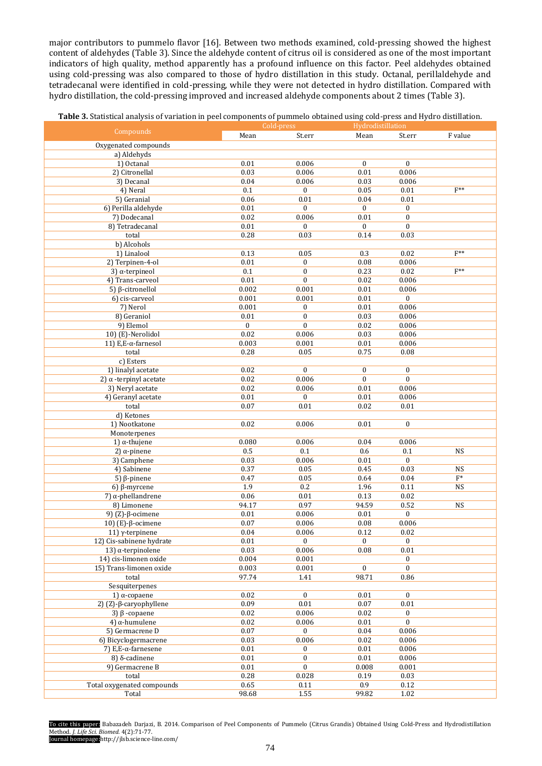major contributors to pummelo flavor [16]. Between two methods examined, cold-pressing showed the highest content of aldehydes (Table 3). Since the aldehyde content of citrus oil is considered as one of the most important indicators of high quality, method apparently has a profound influence on this factor. Peel aldehydes obtained using cold-pressing was also compared to those of hydro distillation in this study. Octanal, perillaldehyde and tetradecanal were identified in cold-pressing, while they were not detected in hydro distillation. Compared with hydro distillation, the cold-pressing improved and increased aldehyde components about 2 times (Table 3).

**Table 3.** Statistical analysis of variation in peel components of pummelo obtained using cold-press and Hydro distillation.

| Compounds | Cold-press | | Hydrodistillation | | |
|---|---|---|---|---|---|
| | Mean | St.err | Mean | St.err | F value |
| Oxygenated compounds | | | | | |
| a) Aldehyds | | | | | |
| 1) Octanal | 0.01 | 0.006 | 0 | 0 | |
| 2) Citronellal | 0.03 | 0.006 | 0.01 | 0.006 | |
| 3) Decanal | 0.04 | 0.006 | 0.03 | 0.006 | |
| 4) Neral | 0.1 | 0 | 0.05 | 0.01 | F** |
| 5) Geranial | 0.06 | 0.01 | 0.04 | 0.01 | |
| 6) Perilla aldehyde | 0.01 | 0 | 0 | 0 | |
| 7) Dodecanal | 0.02 | 0.006 | 0.01 | 0 | |
| 8) Tetradecanal | 0.01 | 0 | 0 | 0 | |
| total | 0.28 | 0.03 | 0.14 | 0.03 | |
| b) Alcohols | | | | | |
| 1) Linalool | 0.13 | 0.05 | 0.3 | 0.02 | F** |
| 2) Terpinen-4-ol | 0.01 | 0 | 0.08 | 0.006 | |
| 3) α-terpineol | 0.1 | 0 | 0.23 | 0.02 | F** |
| 4) Trans-carveol | 0.01 | 0 | 0.02 | 0.006 | |
| 5) β-citronellol | 0.002 | 0.001 | 0.01 | 0.006 | |
| 6) cis-carveol | 0.001 | 0.001 | 0.01 | 0 | |
| 7) Nerol | 0.001 | 0 | 0.01 | 0.006 | |
| 8) Geraniol | 0.01 | 0 | 0.03 | 0.006 | |
| 9) Elemol | 0 | 0 | 0.02 | 0.006 | |
| 10) (E)-Nerolidol | 0.02 | 0.006 | 0.03 | 0.006 | |
| 11) E,E-α-farnesol | 0.003 | 0.001 | 0.01 | 0.006 | |
| total | 0.28 | 0.05 | 0.75 | 0.08 | |
| c) Esters | | | | | |
| 1) linalyl acetate | 0.02 | 0 | 0 | 0 | |
| 2) α -terpinyl acetate | 0.02 | 0.006 | 0 | 0 | |
| 3) Neryl acetate | 0.02 | 0.006 | 0.01 | 0.006 | |
| 4) Geranyl acetate | 0.01 | 0 | 0.01 | 0.006 | |
| total | 0.07 | 0.01 | 0.02 | 0.01 | |
| d) Ketones | | | | | |
| 1) Nootkatone | 0.02 | 0.006 | 0.01 | 0 | |
| Monoterpenes | | | | | |
| 1) α-thujene | 0.080 | 0.006 | 0.04 | 0.006 | |
| 2) α-pinene | 0.5 | 0.1 | 0.6 | 0.1 | NS |
| 3) Camphene | 0.03 | 0.006 | 0.01 | 0 | |
| 4) Sabinene | 0.37 | 0.05 | 0.45 | 0.03 | NS |
| 5) β-pinene | 0.47 | 0.05 | 0.64 | 0.04 | F* |
| 6) β-myrcene | 1.9 | 0.2 | 1.96 | 0.11 | NS |
| 7) α-phellandrene | 0.06 | 0.01 | 0.13 | 0.02 | |
| 8) Limonene | 94.17 | 0.97 | 94.59 | 0.52 | NS |
| 9) (Z)-β-ocimene | 0.01 | 0.006 | 0.01 | 0 | |
| 10) (E)-β-ocimene | 0.07 | 0.006 | 0.08 | 0.006 | |
| 11) γ-terpinene | 0.04 | 0.006 | 0.12 | 0.02 | |
| 12) Cis-sabinene hydrate | 0.01 | 0 | 0 | 0 | |
| 13) α-terpinolene | 0.03 | 0.006 | 0.08 | 0.01 | |
| 14) cis-limonen oxide | 0.004 | 0.001 | | 0 | |
| 15) Trans-limonen oxide | 0.003 | 0.001 | 0 | 0 | |
| total | 97.74 | 1.41 | 98.71 | 0.86 | |
| Sesquiterpenes | | | | | |
| 1) α-copaene | 0.02 | 0 | 0.01 | 0 | |
| 2) (Z)-β-caryophyllene | 0.09 | 0.01 | 0.07 | 0.01 | |
| 3) β -copaene | 0.02 | 0.006 | 0.02 | 0 | |
| 4) α-humulene | 0.02 | 0.006 | 0.01 | 0 | |
| 5) Germacrene D | 0.07 | 0 | 0.04 | 0.006 | |
| 6) Bicyclogermacrene | 0.03 | 0.006 | 0.02 | 0.006 | |
| 7) E,E-α-farnesene | 0.01 | 0 | 0.01 | 0.006 | |
| 8) δ-cadinene | 0.01 | 0 | 0.01 | 0.006 | |
| 9) Germacrene B | 0.01 | 0 | 0.008 | 0.001 | |
| total | 0.28 | 0.028 | 0.19 | 0.03 | |
| Total oxygenated compounds | 0.65 | 0.11 | 0.9 | 0.12 | |
| Total | 98.68 | 1.55 | 99.82 | 1.02 | |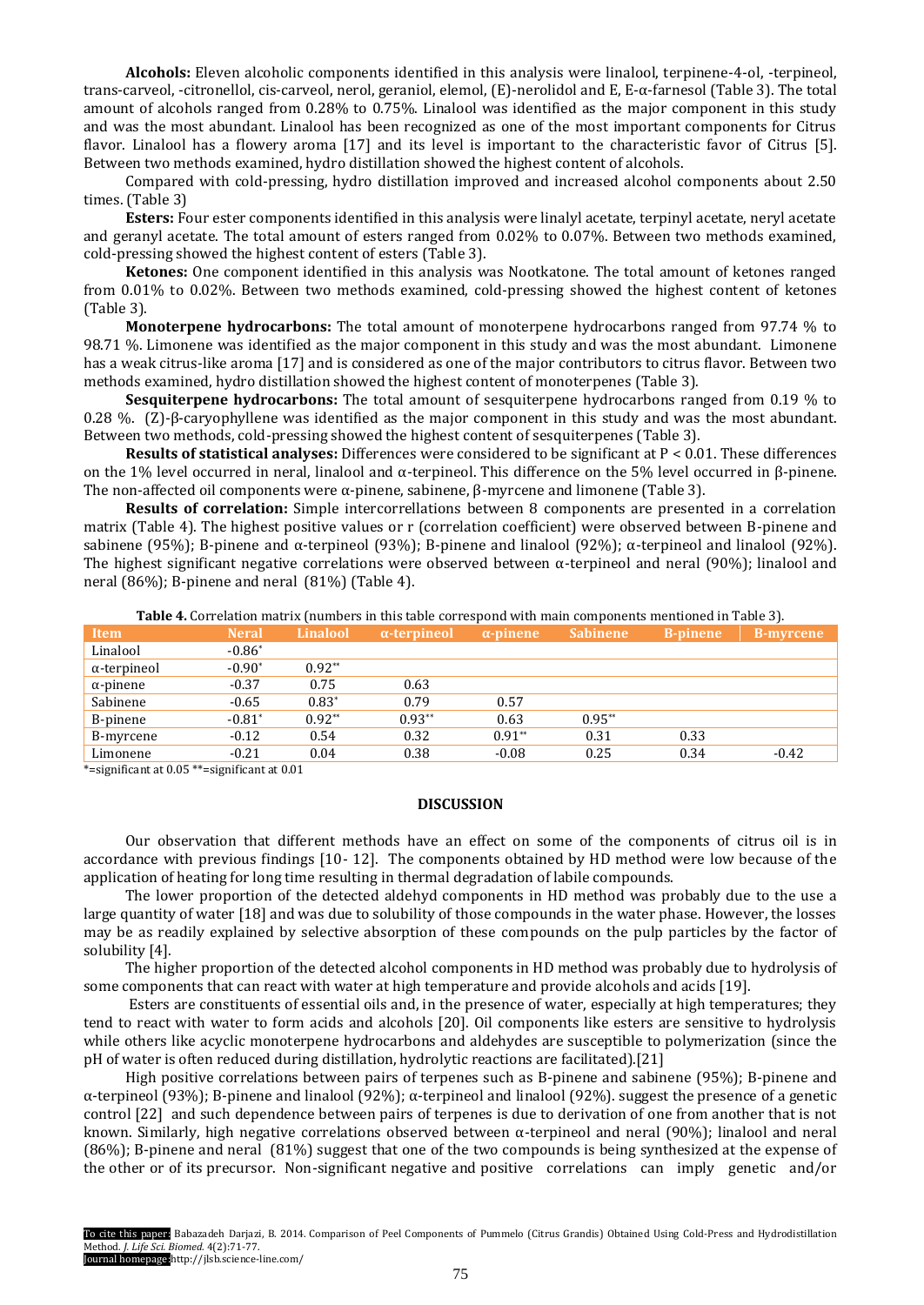**Alcohols:** Eleven alcoholic components identified in this analysis were linalool, terpinene-4-ol, -terpineol, trans-carveol, -citronellol, cis-carveol, nerol, geraniol, elemol, (E)-nerolidol and E, E-α-farnesol (Table 3). The total amount of alcohols ranged from 0.28% to 0.75%. Linalool was identified as the major component in this study and was the most abundant. Linalool has been recognized as one of the most important components for Citrus flavor. Linalool has a flowery aroma [17] and its level is important to the characteristic favor of Citrus [5]. Between two methods examined, hydro distillation showed the highest content of alcohols.

Compared with cold-pressing, hydro distillation improved and increased alcohol components about 2.50 times. (Table 3)

**Esters:** Four ester components identified in this analysis were linalyl acetate, terpinyl acetate, neryl acetate and geranyl acetate. The total amount of esters ranged from 0.02% to 0.07%. Between two methods examined, cold-pressing showed the highest content of esters (Table 3).

**Ketones:** One component identified in this analysis was Nootkatone. The total amount of ketones ranged from 0.01% to 0.02%. Between two methods examined, cold-pressing showed the highest content of ketones (Table 3).

**Monoterpene hydrocarbons:** The total amount of monoterpene hydrocarbons ranged from 97.74 % to 98.71 %. Limonene was identified as the major component in this study and was the most abundant. Limonene has a weak citrus-like aroma [17] and is considered as one of the major contributors to citrus flavor. Between two methods examined, hydro distillation showed the highest content of monoterpenes (Table 3).

**Sesquiterpene hydrocarbons:** The total amount of sesquiterpene hydrocarbons ranged from 0.19 % to 0.28 %. (Z)-β-caryophyllene was identified as the major component in this study and was the most abundant. Between two methods, cold-pressing showed the highest content of sesquiterpenes (Table 3).

**Results of statistical analyses:** Differences were considered to be significant at $P < 0.01$. These differences on the 1% level occurred in neral, linalool and α-terpineol. This difference on the 5% level occurred in β-pinene. The non-affected oil components were α-pinene, sabinene, β-myrcene and limonene (Table 3).

**Results of correlation:** Simple intercorrellations between 8 components are presented in a correlation matrix (Table 4). The highest positive values or r (correlation coefficient) were observed between B-pinene and sabinene (95%); B-pinene and α-terpineol (93%); B-pinene and linalool (92%); α-terpineol and linalool (92%). The highest significant negative correlations were observed between α-terpineol and neral (90%); linalool and neral (86%); B-pinene and neral (81%) (Table 4).

**Table 4.** Correlation matrix (numbers in this table correspond with main components mentioned in Table 3).

| Item | Neral | Linalool | α-terpineol | α-pinene | Sabinene | B-pinene | B-myrcene |
|---|---|---|---|---|---|---|---|
| Linalool | -0.86* | | | | | | |
| α-terpineol | -0.90* | 0.92** | | | | | |
| α-pinene | -0.37 | 0.75 | 0.63 | | | | |
| Sabinene | -0.65 | 0.83* | 0.79 | 0.57 | | | |
| B-pinene | -0.81* | 0.92** | 0.93** | 0.63 | 0.95** | | |
| B-myrcene | -0.12 | 0.54 | 0.32 | 0.91** | 0.31 | 0.33 | |
| Limonene | -0.21 | 0.04 | 0.38 | -0.08 | 0.25 | 0.34 | -0.42 |

*=significant at 0.05 **=significant at 0.01

## DISCUSSION

Our observation that different methods have an effect on some of the components of citrus oil is in accordance with previous findings [10- 12]. The components obtained by HD method were low because of the application of heating for long time resulting in thermal degradation of labile compounds.

The lower proportion of the detected aldehyd components in HD method was probably due to the use a large quantity of water [18] and was due to solubility of those compounds in the water phase. However, the losses may be as readily explained by selective absorption of these compounds on the pulp particles by the factor of solubility [4].

The higher proportion of the detected alcohol components in HD method was probably due to hydrolysis of some components that can react with water at high temperature and provide alcohols and acids [19].

Esters are constituents of essential oils and, in the presence of water, especially at high temperatures; they tend to react with water to form acids and alcohols [20]. Oil components like esters are sensitive to hydrolysis while others like acyclic monoterpene hydrocarbons and aldehydes are susceptible to polymerization (since the pH of water is often reduced during distillation, hydrolytic reactions are facilitated).[21]

High positive correlations between pairs of terpenes such as B-pinene and sabinene (95%); B-pinene and α-terpineol (93%); B-pinene and linalool (92%); α-terpineol and linalool (92%). suggest the presence of a genetic control [22] and such dependence between pairs of terpenes is due to derivation of one from another that is not known. Similarly, high negative correlations observed between α-terpineol and neral (90%); linalool and neral (86%); B-pinene and neral (81%) suggest that one of the two compounds is being synthesized at the expense of the other or of its precursor. Non-significant negative and positive correlations can imply genetic and/or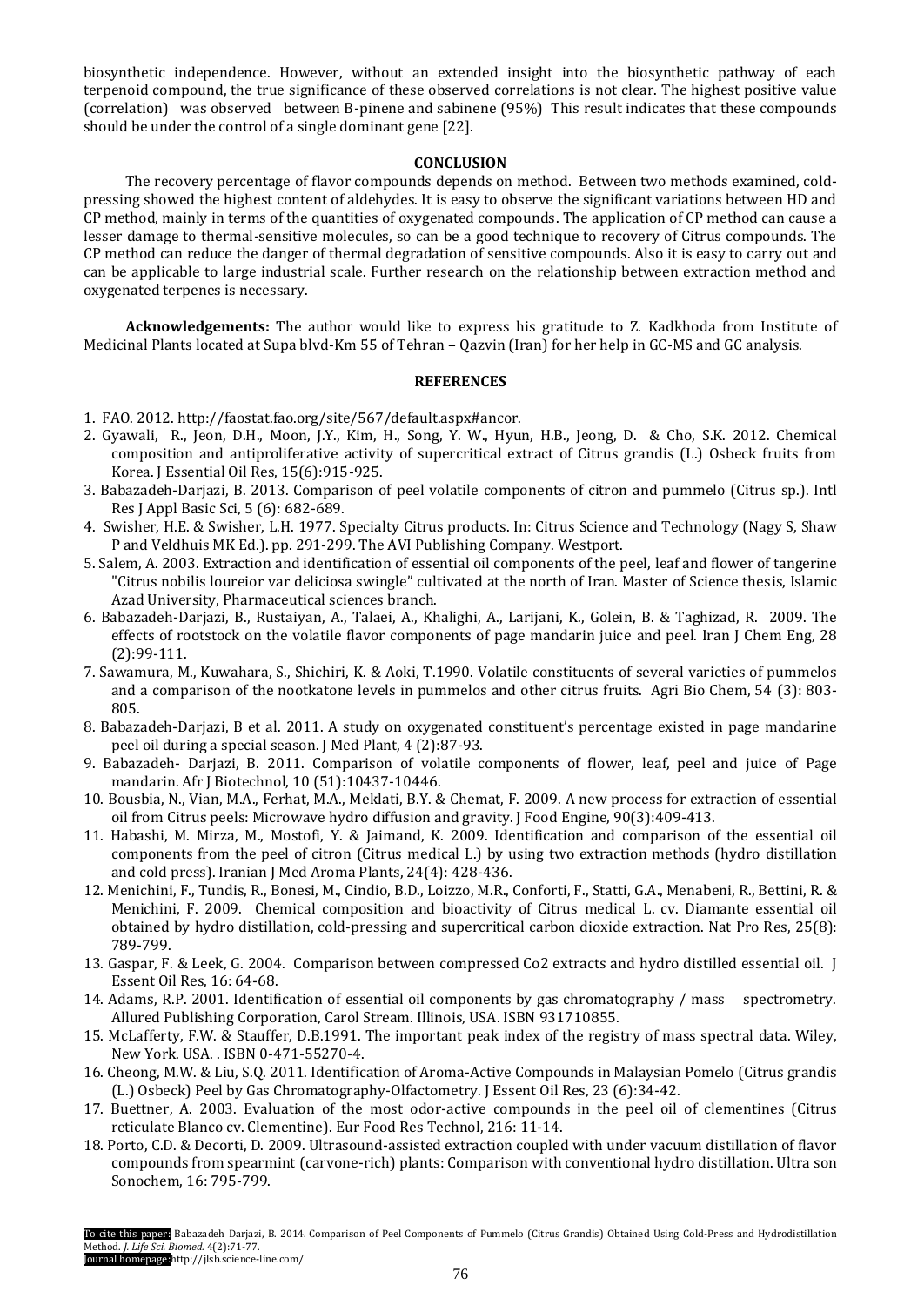biosynthetic independence. However, without an extended insight into the biosynthetic pathway of each terpenoid compound, the true significance of these observed correlations is not clear. The highest positive value (correlation) was observed between B-pinene and sabinene (95%) This result indicates that these compounds should be under the control of a single dominant gene [22].

## CONCLUSION

The recovery percentage of flavor compounds depends on method. Between two methods examined, cold-pressing showed the highest content of aldehydes. It is easy to observe the significant variations between HD and CP method, mainly in terms of the quantities of oxygenated compounds. The application of CP method can cause a lesser damage to thermal-sensitive molecules, so can be a good technique to recovery of Citrus compounds. The CP method can reduce the danger of thermal degradation of sensitive compounds. Also it is easy to carry out and can be applicable to large industrial scale. Further research on the relationship between extraction method and oxygenated terpenes is necessary.

**Acknowledgements:** The author would like to express his gratitude to Z. Kadkhoda from Institute of Medicinal Plants located at Supa blvd-Km 55 of Tehran – Qazvin (Iran) for her help in GC-MS and GC analysis.

## REFERENCES

1. FAO. 2012. http://faostat.fao.org/site/567/default.aspx#ancor.
2. Gyawali, R., Jeon, D.H., Moon, J.Y., Kim, H., Song, Y. W., Hyun, H.B., Jeong, D. & Cho, S.K. 2012. Chemical composition and antiproliferative activity of supercritical extract of Citrus grandis (L.) Osbeck fruits from Korea. J Essential Oil Res, 15(6):915-925.
3. Babazadeh-Darjazi, B. 2013. Comparison of peel volatile components of citron and pummelo (Citrus sp.). Intl Res J Appl Basic Sci, 5 (6): 682-689.
4. Swisher, H.E. & Swisher, L.H. 1977. Specialty Citrus products. In: Citrus Science and Technology (Nagy S, Shaw P and Veldhuis MK Ed.). pp. 291-299. The AVI Publishing Company. Westport.
5. Salem, A. 2003. Extraction and identification of essential oil components of the peel, leaf and flower of tangerine "Citrus nobilis loureior var deliciosa swingle" cultivated at the north of Iran. Master of Science thesis, Islamic Azad University, Pharmaceutical sciences branch.
6. Babazadeh-Darjazi, B., Rustaiyan, A., Talaei, A., Khalighi, A., Larijani, K., Golein, B. & Taghizad, R. 2009. The effects of rootstock on the volatile flavor components of page mandarin juice and peel. Iran J Chem Eng, 28 (2):99-111.
7. Sawamura, M., Kuwahara, S., Shichiri, K. & Aoki, T.1990. Volatile constituents of several varieties of pummelos and a comparison of the nootkatone levels in pummelos and other citrus fruits. Agri Bio Chem, 54 (3): 803-805.
8. Babazadeh-Darjazi, B et al. 2011. A study on oxygenated constituent's percentage existed in page mandarine peel oil during a special season. J Med Plant, 4 (2):87-93.
9. Babazadeh- Darjazi, B. 2011. Comparison of volatile components of flower, leaf, peel and juice of Page mandarin. Afr J Biotechnol, 10 (51):10437-10446.
10. Bousbia, N., Vian, M.A., Ferhat, M.A., Meklati, B.Y. & Chemat, F. 2009. A new process for extraction of essential oil from Citrus peels: Microwave hydro diffusion and gravity. J Food Engine, 90(3):409-413.
11. Habashi, M. Mirza, M., Mostofi, Y. & Jaimand, K. 2009. Identification and comparison of the essential oil components from the peel of citron (Citrus medical L.) by using two extraction methods (hydro distillation and cold press). Iranian J Med Aroma Plants, 24(4): 428-436.
12. Menichini, F., Tundis, R., Bonesi, M., Cindio, B.D., Loizzo, M.R., Conforti, F., Statti, G.A., Menabeni, R., Bettini, R. & Menichini, F. 2009. Chemical composition and bioactivity of Citrus medical L. cv. Diamante essential oil obtained by hydro distillation, cold-pressing and supercritical carbon dioxide extraction. Nat Pro Res, 25(8): 789-799.
13. Gaspar, F. & Leek, G. 2004. Comparison between compressed Co2 extracts and hydro distilled essential oil. J Essent Oil Res, 16: 64-68.
14. Adams, R.P. 2001. Identification of essential oil components by gas chromatography / mass spectrometry. Allured Publishing Corporation, Carol Stream. Illinois, USA. ISBN 931710855.
15. McLafferty, F.W. & Stauffer, D.B.1991. The important peak index of the registry of mass spectral data. Wiley, New York. USA. . ISBN 0-471-55270-4.
16. Cheong, M.W. & Liu, S.Q. 2011. Identification of Aroma-Active Compounds in Malaysian Pomelo (Citrus grandis (L.) Osbeck) Peel by Gas Chromatography-Olfactometry. J Essent Oil Res, 23 (6):34-42.
17. Buettner, A. 2003. Evaluation of the most odor-active compounds in the peel oil of clementines (Citrus reticulate Blanco cv. Clementine). Eur Food Res Technol, 216: 11-14.
18. Porto, C.D. & Decorti, D. 2009. Ultrasound-assisted extraction coupled with under vacuum distillation of flavor compounds from spearmint (carvone-rich) plants: Comparison with conventional hydro distillation. Ultra son Sonochem, 16: 795-799.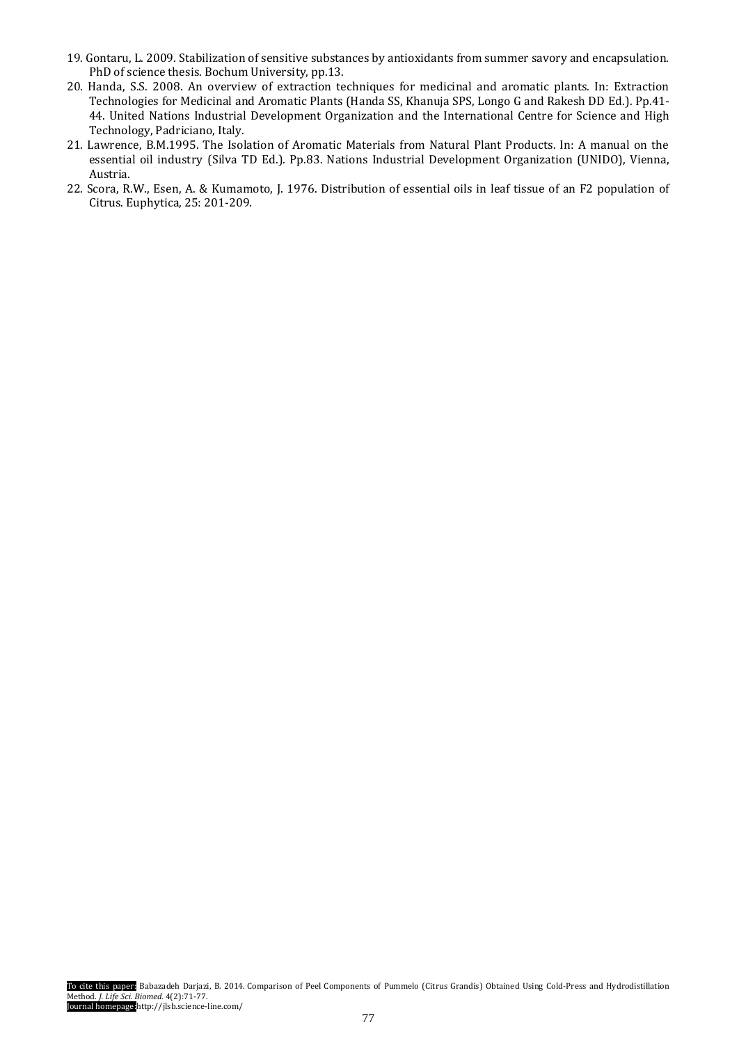19. Gontaru, L. 2009. Stabilization of sensitive substances by antioxidants from summer savory and encapsulation. PhD of science thesis. Bochum University, pp.13.
20. Handa, S.S. 2008. An overview of extraction techniques for medicinal and aromatic plants. In: Extraction Technologies for Medicinal and Aromatic Plants (Handa SS, Khanuja SPS, Longo G and Rakesh DD Ed.). Pp.41-44. United Nations Industrial Development Organization and the International Centre for Science and High Technology, Padriciano, Italy.
21. Lawrence, B.M.1995. The Isolation of Aromatic Materials from Natural Plant Products. In: A manual on the essential oil industry (Silva TD Ed.). Pp.83. Nations Industrial Development Organization (UNIDO), Vienna, Austria.
22. Scora, R.W., Esen, A. & Kumamoto, J. 1976. Distribution of essential oils in leaf tissue of an F2 population of Citrus. Euphytica, 25: 201-209.